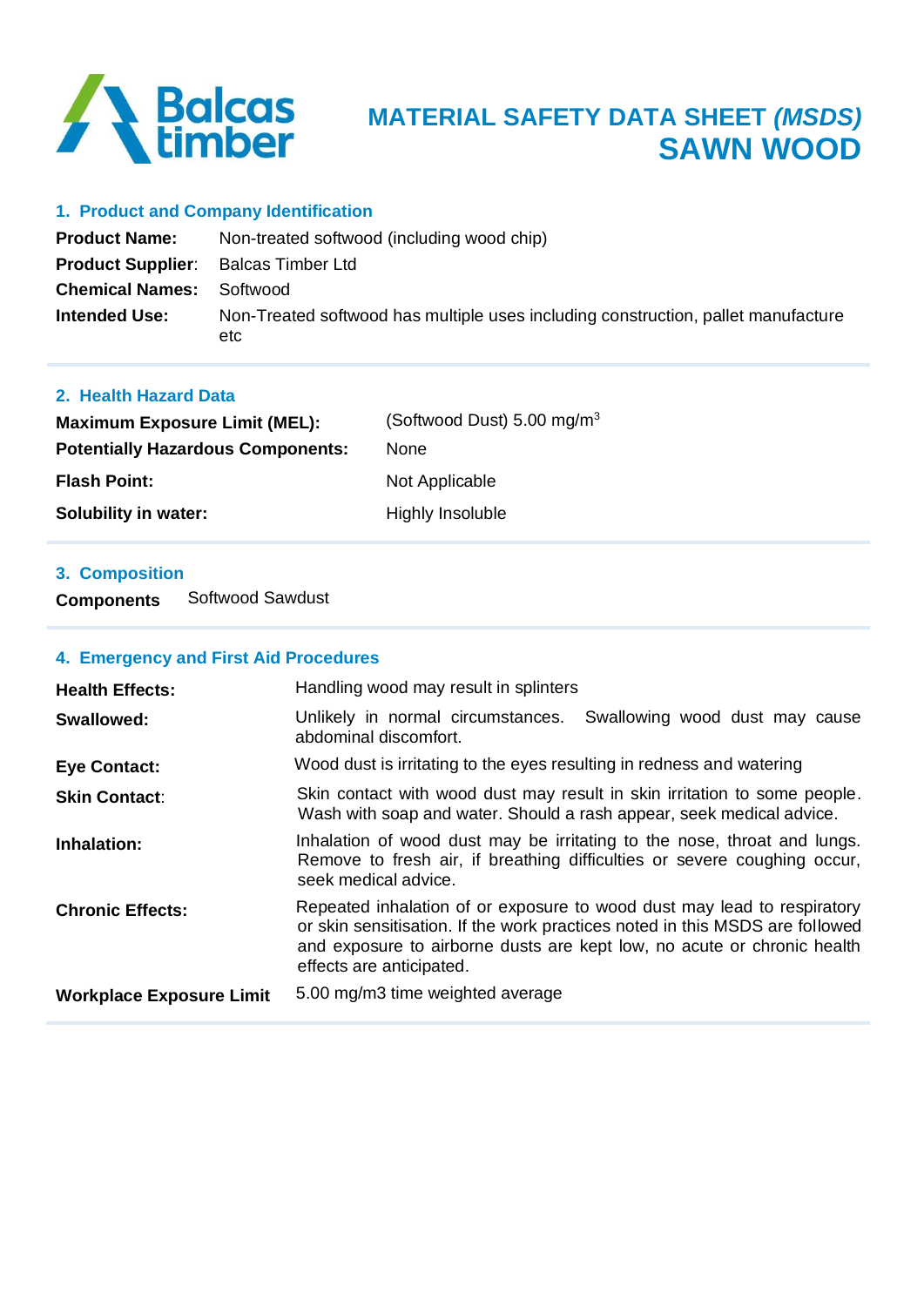Balcas timber

# MATERIAL SAFETY DATA SHEET *(MSDS)*
# SAWN WOOD

## 1. Product and Company Identification

| | |
|---|---|
| **Product Name:** | Non-treated softwood (including wood chip) |
| **Product Supplier**: | Balcas Timber Ltd |
| **Chemical Names:** | Softwood |
| **Intended Use:** | Non-Treated softwood has multiple uses including construction, pallet manufacture etc |

## 2. Health Hazard Data

| | |
|---|---|
| **Maximum Exposure Limit (MEL):** | (Softwood Dust) 5.00 $mg/m^3$ |
| **Potentially Hazardous Components:** | None |
| **Flash Point:** | Not Applicable |
| **Solubility in water:** | Highly Insoluble |

## 3. Composition

**Components** Softwood Sawdust

## 4. Emergency and First Aid Procedures

| | |
|---|---|
| **Health Effects:** | Handling wood may result in splinters |
| **Swallowed:** | Unlikely in normal circumstances. Swallowing wood dust may cause abdominal discomfort. |
| **Eye Contact:** | Wood dust is irritating to the eyes resulting in redness and watering |
| **Skin Contact**: | Skin contact with wood dust may result in skin irritation to some people. Wash with soap and water. Should a rash appear, seek medical advice. |
| **Inhalation:** | Inhalation of wood dust may be irritating to the nose, throat and lungs. Remove to fresh air, if breathing difficulties or severe coughing occur, seek medical advice. |
| **Chronic Effects:** | Repeated inhalation of or exposure to wood dust may lead to respiratory or skin sensitisation. If the work practices noted in this MSDS are followed and exposure to airborne dusts are kept low, no acute or chronic health effects are anticipated. |
| **Workplace Exposure Limit** | 5.00 mg/m3 time weighted average |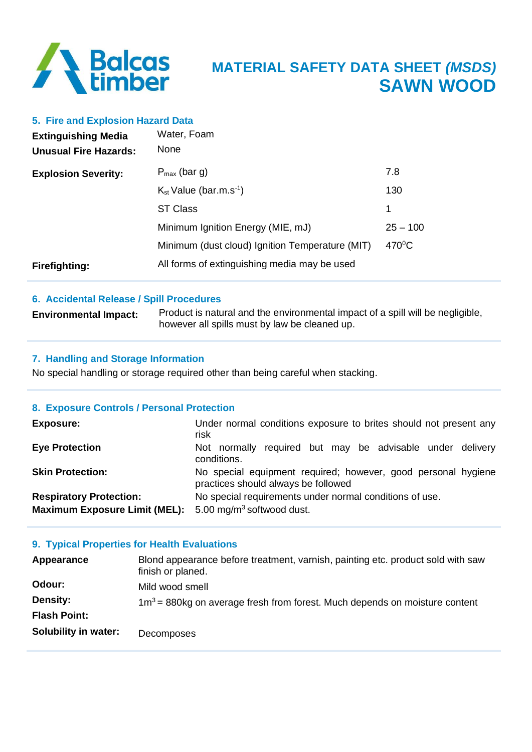# MATERIAL SAFETY DATA SHEET *(MSDS)* SAWN WOOD

## 5. Fire and Explosion Hazard Data

| | | |
|---|---|---|
| **Extinguishing Media** | Water, Foam | |
| **Unusual Fire Hazards:** | None | |
| **Explosion Severity:** | $P_{max}$ (bar g) | 7.8 |
| | $K_{st}$ Value (bar.m.$s^{-1}$) | 130 |
| | ST Class | 1 |
| | Minimum Ignition Energy (MIE, mJ) | 25 – 100 |
| | Minimum (dust cloud) Ignition Temperature (MIT) | 470$^0$C |
| **Firefighting:** | All forms of extinguishing media may be used | |

## 6. Accidental Release / Spill Procedures

**Environmental Impact:** Product is natural and the environmental impact of a spill will be negligible, however all spills must by law be cleaned up.

## 7. Handling and Storage Information

No special handling or storage required other than being careful when stacking.

## 8. Exposure Controls / Personal Protection

| | |
|---|---|
| **Exposure:** | Under normal conditions exposure to brites should not present any risk |
| **Eye Protection** | Not normally required but may be advisable under delivery conditions. |
| **Skin Protection:** | No special equipment required; however, good personal hygiene practices should always be followed |
| **Respiratory Protection:** | No special requirements under normal conditions of use. |
| **Maximum Exposure Limit (MEL):** | 5.00 mg/$m^3$ softwood dust. |

## 9. Typical Properties for Health Evaluations

| | |
|---|---|
| **Appearance** | Blond appearance before treatment, varnish, painting etc. product sold with saw finish or planed. |
| **Odour:** | Mild wood smell |
| **Density:** | 1$m^3$ = 880kg on average fresh from forest. Much depends on moisture content |
| **Flash Point:** | |
| **Solubility in water:** | Decomposes |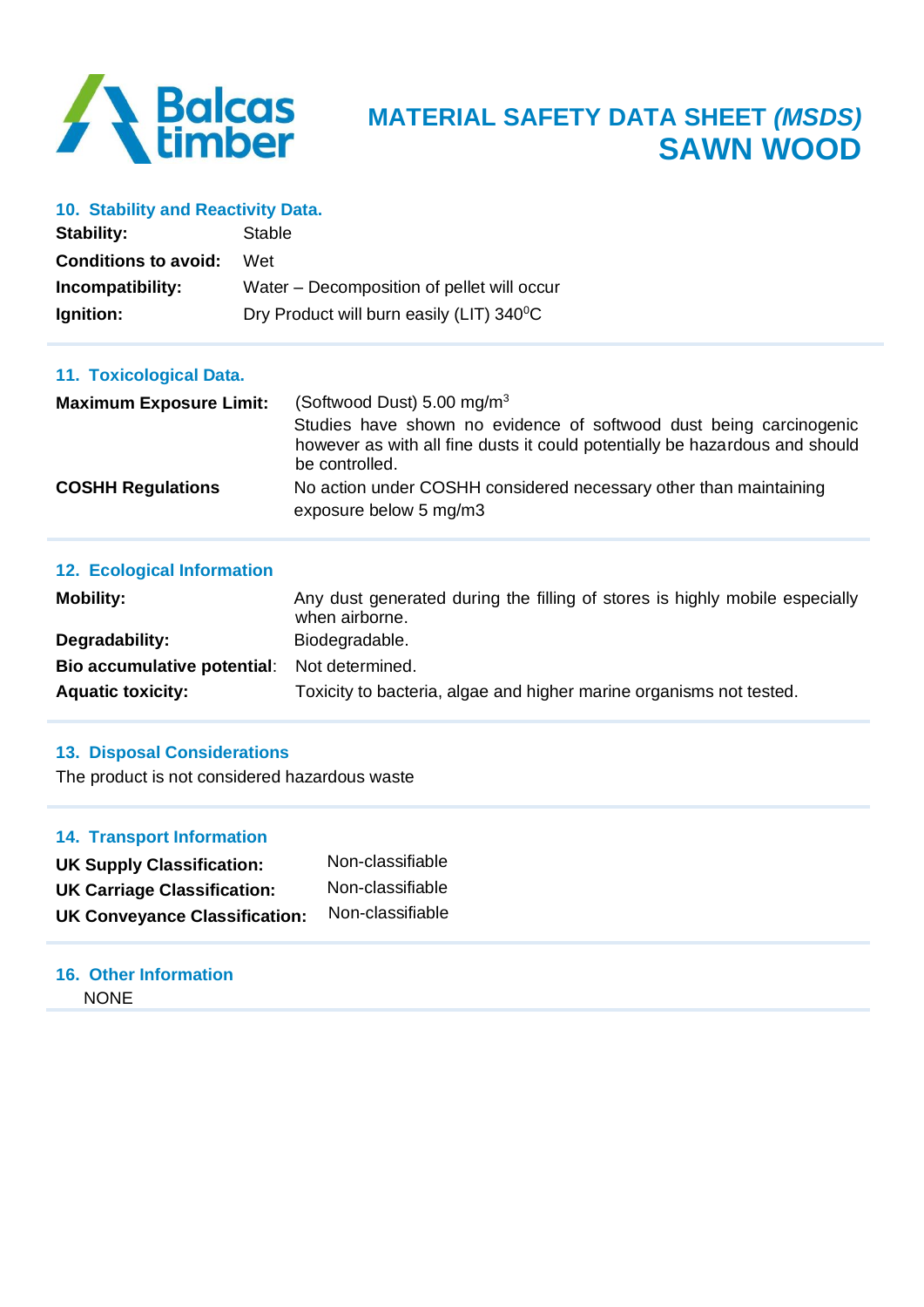# MATERIAL SAFETY DATA SHEET *(MSDS)*
# SAWN WOOD

## 10. Stability and Reactivity Data.

| | |
|---|---|
| **Stability:** | Stable |
| **Conditions to avoid:** | Wet |
| **Incompatibility:** | Water – Decomposition of pellet will occur |
| **Ignition:** | Dry Product will burn easily (LIT) 340$^0$C |

## 11. Toxicological Data.

| | |
|---|---|
| **Maximum Exposure Limit:** | (Softwood Dust) 5.00 mg/m$^3$<br>Studies have shown no evidence of softwood dust being carcinogenic however as with all fine dusts it could potentially be hazardous and should be controlled. |
| **COSHH Regulations** | No action under COSHH considered necessary other than maintaining exposure below 5 mg/m3 |

## 12. Ecological Information

| | |
|---|---|
| **Mobility:** | Any dust generated during the filling of stores is highly mobile especially when airborne. |
| **Degradability:** | Biodegradable. |
| **Bio accumulative potential**: | Not determined. |
| **Aquatic toxicity:** | Toxicity to bacteria, algae and higher marine organisms not tested. |

## 13. Disposal Considerations

The product is not considered hazardous waste

## 14. Transport Information

| | |
|---|---|
| **UK Supply Classification:** | Non-classifiable |
| **UK Carriage Classification:** | Non-classifiable |
| **UK Conveyance Classification:** | Non-classifiable |

## 16. Other Information

NONE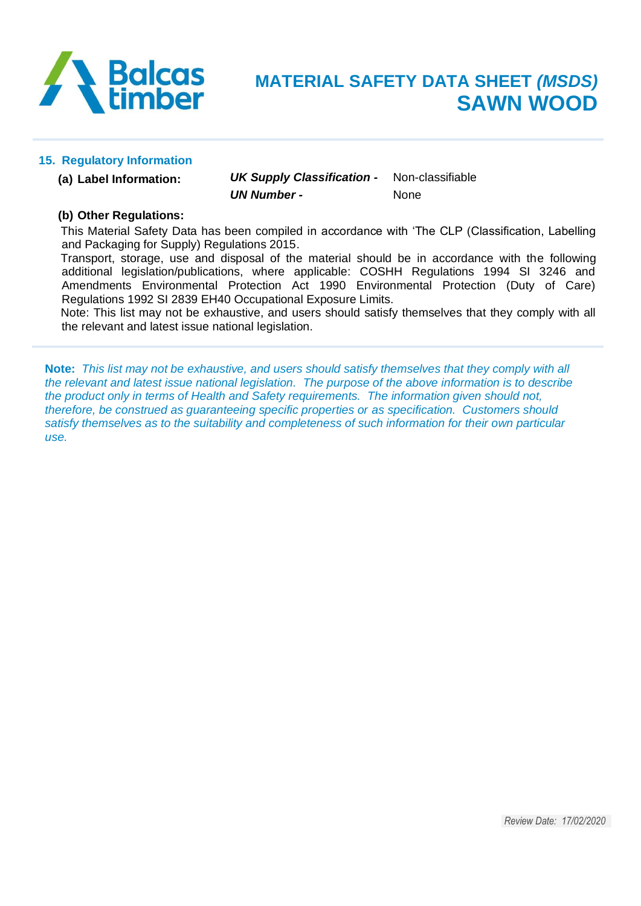## 15. Regulatory Information

**(a) Label Information:**

| | |
|---|---|
| ***UK Supply Classification -*** | Non-classifiable |
| ***UN Number -*** | None |

**(b) Other Regulations:**

This Material Safety Data has been compiled in accordance with 'The CLP (Classification, Labelling and Packaging for Supply) Regulations 2015.

Transport, storage, use and disposal of the material should be in accordance with the following additional legislation/publications, where applicable: COSHH Regulations 1994 SI 3246 and Amendments Environmental Protection Act 1990 Environmental Protection (Duty of Care) Regulations 1992 SI 2839 EH40 Occupational Exposure Limits.

Note: This list may not be exhaustive, and users should satisfy themselves that they comply with all the relevant and latest issue national legislation.

**Note:** *This list may not be exhaustive, and users should satisfy themselves that they comply with all the relevant and latest issue national legislation. The purpose of the above information is to describe the product only in terms of Health and Safety requirements. The information given should not, therefore, be construed as guaranteeing specific properties or as specification. Customers should satisfy themselves as to the suitability and completeness of such information for their own particular use.*

*Review Date: 17/02/2020*